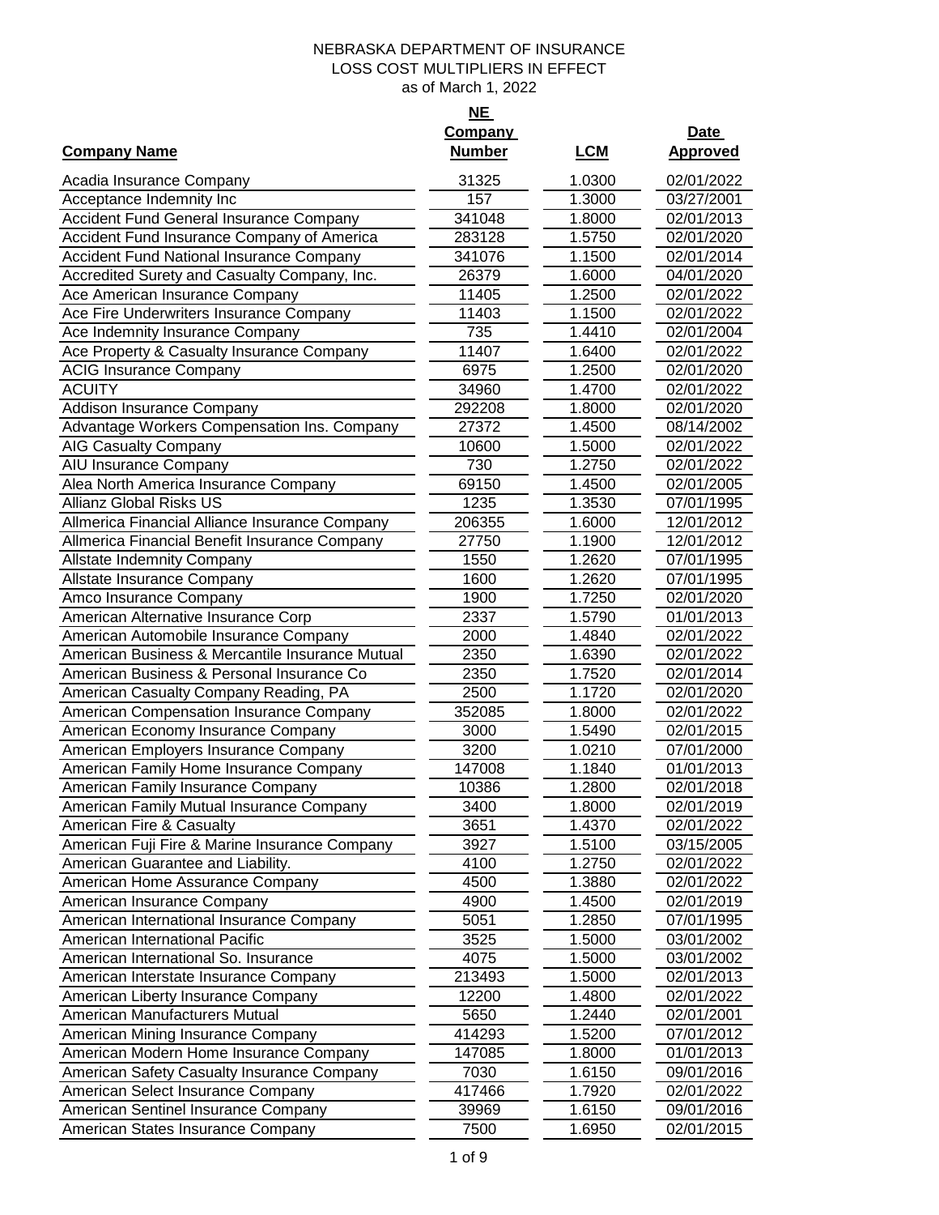NEBRASKA DEPARTMENT OF INSURANCE
LOSS COST MULTIPLIERS IN EFFECT
as of March 1, 2022

| Company Name | NE Company Number | LCM | Date Approved |
|---|---|---|---|
| Acadia Insurance Company | 31325 | 1.0300 | 02/01/2022 |
| Acceptance Indemnity Inc | 157 | 1.3000 | 03/27/2001 |
| Accident Fund General Insurance Company | 341048 | 1.8000 | 02/01/2013 |
| Accident Fund Insurance Company of America | 283128 | 1.5750 | 02/01/2020 |
| Accident Fund National Insurance Company | 341076 | 1.1500 | 02/01/2014 |
| Accredited Surety and Casualty Company, Inc. | 26379 | 1.6000 | 04/01/2020 |
| Ace American Insurance Company | 11405 | 1.2500 | 02/01/2022 |
| Ace Fire Underwriters Insurance Company | 11403 | 1.1500 | 02/01/2022 |
| Ace Indemnity Insurance Company | 735 | 1.4410 | 02/01/2004 |
| Ace Property & Casualty Insurance Company | 11407 | 1.6400 | 02/01/2022 |
| ACIG Insurance Company | 6975 | 1.2500 | 02/01/2020 |
| ACUITY | 34960 | 1.4700 | 02/01/2022 |
| Addison Insurance Company | 292208 | 1.8000 | 02/01/2020 |
| Advantage Workers Compensation Ins. Company | 27372 | 1.4500 | 08/14/2002 |
| AIG Casualty Company | 10600 | 1.5000 | 02/01/2022 |
| AIU Insurance Company | 730 | 1.2750 | 02/01/2022 |
| Alea North America Insurance Company | 69150 | 1.4500 | 02/01/2005 |
| Allianz Global Risks US | 1235 | 1.3530 | 07/01/1995 |
| Allmerica Financial Alliance Insurance Company | 206355 | 1.6000 | 12/01/2012 |
| Allmerica Financial Benefit Insurance Company | 27750 | 1.1900 | 12/01/2012 |
| Allstate Indemnity Company | 1550 | 1.2620 | 07/01/1995 |
| Allstate Insurance Company | 1600 | 1.2620 | 07/01/1995 |
| Amco Insurance Company | 1900 | 1.7250 | 02/01/2020 |
| American Alternative Insurance Corp | 2337 | 1.5790 | 01/01/2013 |
| American Automobile Insurance Company | 2000 | 1.4840 | 02/01/2022 |
| American Business & Mercantile Insurance Mutual | 2350 | 1.6390 | 02/01/2022 |
| American Business & Personal Insurance Co | 2350 | 1.7520 | 02/01/2014 |
| American Casualty Company Reading, PA | 2500 | 1.1720 | 02/01/2020 |
| American Compensation Insurance Company | 352085 | 1.8000 | 02/01/2022 |
| American Economy Insurance Company | 3000 | 1.5490 | 02/01/2015 |
| American Employers Insurance Company | 3200 | 1.0210 | 07/01/2000 |
| American Family Home Insurance Company | 147008 | 1.1840 | 01/01/2013 |
| American Family Insurance Company | 10386 | 1.2800 | 02/01/2018 |
| American Family Mutual Insurance Company | 3400 | 1.8000 | 02/01/2019 |
| American Fire & Casualty | 3651 | 1.4370 | 02/01/2022 |
| American Fuji Fire & Marine Insurance Company | 3927 | 1.5100 | 03/15/2005 |
| American Guarantee and Liability. | 4100 | 1.2750 | 02/01/2022 |
| American Home Assurance Company | 4500 | 1.3880 | 02/01/2022 |
| American Insurance Company | 4900 | 1.4500 | 02/01/2019 |
| American International Insurance Company | 5051 | 1.2850 | 07/01/1995 |
| American International Pacific | 3525 | 1.5000 | 03/01/2002 |
| American International So. Insurance | 4075 | 1.5000 | 03/01/2002 |
| American Interstate Insurance Company | 213493 | 1.5000 | 02/01/2013 |
| American Liberty Insurance Company | 12200 | 1.4800 | 02/01/2022 |
| American Manufacturers Mutual | 5650 | 1.2440 | 02/01/2001 |
| American Mining Insurance Company | 414293 | 1.5200 | 07/01/2012 |
| American Modern Home Insurance Company | 147085 | 1.8000 | 01/01/2013 |
| American Safety Casualty Insurance Company | 7030 | 1.6150 | 09/01/2016 |
| American Select Insurance Company | 417466 | 1.7920 | 02/01/2022 |
| American Sentinel Insurance Company | 39969 | 1.6150 | 09/01/2016 |
| American States Insurance Company | 7500 | 1.6950 | 02/01/2015 |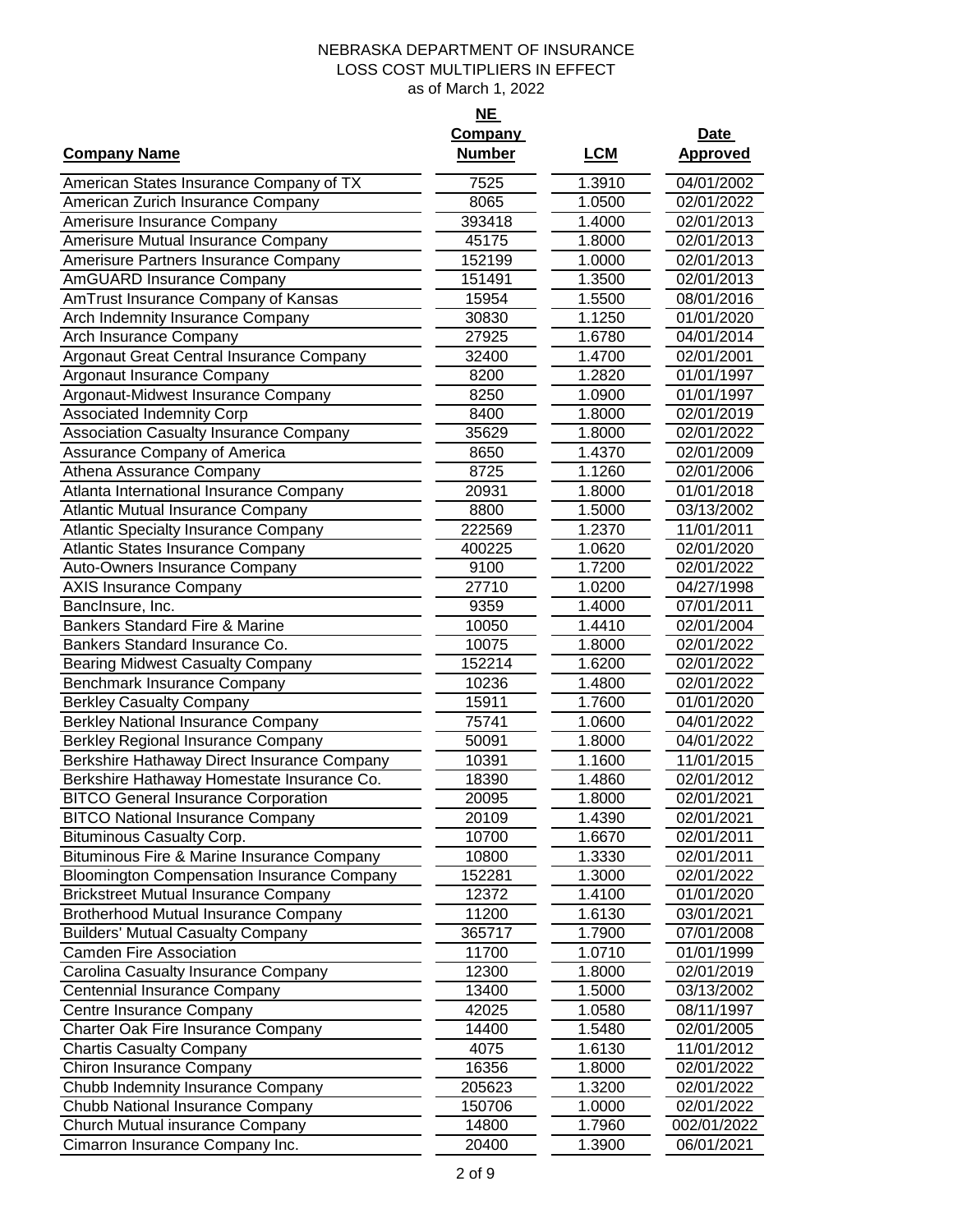NEBRASKA DEPARTMENT OF INSURANCE
LOSS COST MULTIPLIERS IN EFFECT
as of March 1, 2022

| Company Name | NE Company Number | LCM | Date Approved |
|---|---|---|---|
| American States Insurance Company of TX | 7525 | 1.3910 | 04/01/2002 |
| American Zurich Insurance Company | 8065 | 1.0500 | 02/01/2022 |
| Amerisure Insurance Company | 393418 | 1.4000 | 02/01/2013 |
| Amerisure Mutual Insurance Company | 45175 | 1.8000 | 02/01/2013 |
| Amerisure Partners Insurance Company | 152199 | 1.0000 | 02/01/2013 |
| AmGUARD Insurance Company | 151491 | 1.3500 | 02/01/2013 |
| AmTrust Insurance Company of Kansas | 15954 | 1.5500 | 08/01/2016 |
| Arch Indemnity Insurance Company | 30830 | 1.1250 | 01/01/2020 |
| Arch Insurance Company | 27925 | 1.6780 | 04/01/2014 |
| Argonaut Great Central Insurance Company | 32400 | 1.4700 | 02/01/2001 |
| Argonaut Insurance Company | 8200 | 1.2820 | 01/01/1997 |
| Argonaut-Midwest Insurance Company | 8250 | 1.0900 | 01/01/1997 |
| Associated Indemnity Corp | 8400 | 1.8000 | 02/01/2019 |
| Association Casualty Insurance Company | 35629 | 1.8000 | 02/01/2022 |
| Assurance Company of America | 8650 | 1.4370 | 02/01/2009 |
| Athena Assurance Company | 8725 | 1.1260 | 02/01/2006 |
| Atlanta International Insurance Company | 20931 | 1.8000 | 01/01/2018 |
| Atlantic Mutual Insurance Company | 8800 | 1.5000 | 03/13/2002 |
| Atlantic Specialty Insurance Company | 222569 | 1.2370 | 11/01/2011 |
| Atlantic States Insurance Company | 400225 | 1.0620 | 02/01/2020 |
| Auto-Owners Insurance Company | 9100 | 1.7200 | 02/01/2022 |
| AXIS Insurance Company | 27710 | 1.0200 | 04/27/1998 |
| BancInsure, Inc. | 9359 | 1.4000 | 07/01/2011 |
| Bankers Standard Fire & Marine | 10050 | 1.4410 | 02/01/2004 |
| Bankers Standard Insurance Co. | 10075 | 1.8000 | 02/01/2022 |
| Bearing Midwest Casualty Company | 152214 | 1.6200 | 02/01/2022 |
| Benchmark Insurance Company | 10236 | 1.4800 | 02/01/2022 |
| Berkley Casualty Company | 15911 | 1.7600 | 01/01/2020 |
| Berkley National Insurance Company | 75741 | 1.0600 | 04/01/2022 |
| Berkley Regional Insurance Company | 50091 | 1.8000 | 04/01/2022 |
| Berkshire Hathaway Direct Insurance Company | 10391 | 1.1600 | 11/01/2015 |
| Berkshire Hathaway Homestate Insurance Co. | 18390 | 1.4860 | 02/01/2012 |
| BITCO General Insurance Corporation | 20095 | 1.8000 | 02/01/2021 |
| BITCO National Insurance Company | 20109 | 1.4390 | 02/01/2021 |
| Bituminous Casualty Corp. | 10700 | 1.6670 | 02/01/2011 |
| Bituminous Fire & Marine Insurance Company | 10800 | 1.3330 | 02/01/2011 |
| Bloomington Compensation Insurance Company | 152281 | 1.3000 | 02/01/2022 |
| Brickstreet Mutual Insurance Company | 12372 | 1.4100 | 01/01/2020 |
| Brotherhood Mutual Insurance Company | 11200 | 1.6130 | 03/01/2021 |
| Builders' Mutual Casualty Company | 365717 | 1.7900 | 07/01/2008 |
| Camden Fire Association | 11700 | 1.0710 | 01/01/1999 |
| Carolina Casualty Insurance Company | 12300 | 1.8000 | 02/01/2019 |
| Centennial Insurance Company | 13400 | 1.5000 | 03/13/2002 |
| Centre Insurance Company | 42025 | 1.0580 | 08/11/1997 |
| Charter Oak Fire Insurance Company | 14400 | 1.5480 | 02/01/2005 |
| Chartis Casualty Company | 4075 | 1.6130 | 11/01/2012 |
| Chiron Insurance Company | 16356 | 1.8000 | 02/01/2022 |
| Chubb Indemnity Insurance Company | 205623 | 1.3200 | 02/01/2022 |
| Chubb National Insurance Company | 150706 | 1.0000 | 02/01/2022 |
| Church Mutual insurance Company | 14800 | 1.7960 | 002/01/2022 |
| Cimarron Insurance Company Inc. | 20400 | 1.3900 | 06/01/2021 |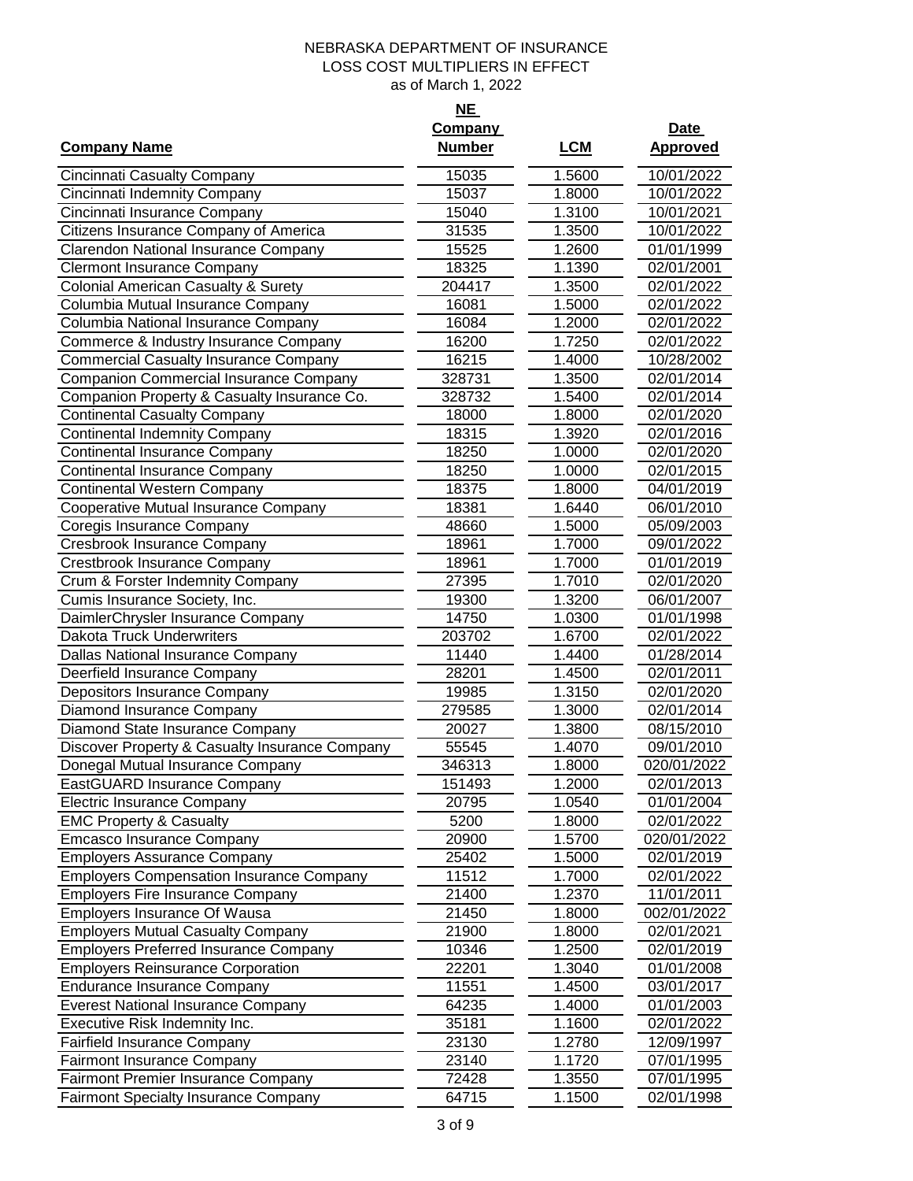NEBRASKA DEPARTMENT OF INSURANCE
LOSS COST MULTIPLIERS IN EFFECT
as of March 1, 2022

| Company Name | NE Company Number | LCM | Date Approved |
|---|---|---|---|
| Cincinnati Casualty Company | 15035 | 1.5600 | 10/01/2022 |
| Cincinnati Indemnity Company | 15037 | 1.8000 | 10/01/2022 |
| Cincinnati Insurance Company | 15040 | 1.3100 | 10/01/2021 |
| Citizens Insurance Company of America | 31535 | 1.3500 | 10/01/2022 |
| Clarendon National Insurance Company | 15525 | 1.2600 | 01/01/1999 |
| Clermont Insurance Company | 18325 | 1.1390 | 02/01/2001 |
| Colonial American Casualty & Surety | 204417 | 1.3500 | 02/01/2022 |
| Columbia Mutual Insurance Company | 16081 | 1.5000 | 02/01/2022 |
| Columbia National Insurance Company | 16084 | 1.2000 | 02/01/2022 |
| Commerce & Industry Insurance Company | 16200 | 1.7250 | 02/01/2022 |
| Commercial Casualty Insurance Company | 16215 | 1.4000 | 10/28/2002 |
| Companion Commercial Insurance Company | 328731 | 1.3500 | 02/01/2014 |
| Companion Property & Casualty Insurance Co. | 328732 | 1.5400 | 02/01/2014 |
| Continental Casualty Company | 18000 | 1.8000 | 02/01/2020 |
| Continental Indemnity Company | 18315 | 1.3920 | 02/01/2016 |
| Continental Insurance Company | 18250 | 1.0000 | 02/01/2020 |
| Continental Insurance Company | 18250 | 1.0000 | 02/01/2015 |
| Continental Western Company | 18375 | 1.8000 | 04/01/2019 |
| Cooperative Mutual Insurance Company | 18381 | 1.6440 | 06/01/2010 |
| Coregis Insurance Company | 48660 | 1.5000 | 05/09/2003 |
| Cresbrook Insurance Company | 18961 | 1.7000 | 09/01/2022 |
| Crestbrook Insurance Company | 18961 | 1.7000 | 01/01/2019 |
| Crum & Forster Indemnity Company | 27395 | 1.7010 | 02/01/2020 |
| Cumis Insurance Society, Inc. | 19300 | 1.3200 | 06/01/2007 |
| DaimlerChrysler Insurance Company | 14750 | 1.0300 | 01/01/1998 |
| Dakota Truck Underwriters | 203702 | 1.6700 | 02/01/2022 |
| Dallas National Insurance Company | 11440 | 1.4400 | 01/28/2014 |
| Deerfield Insurance Company | 28201 | 1.4500 | 02/01/2011 |
| Depositors Insurance Company | 19985 | 1.3150 | 02/01/2020 |
| Diamond Insurance Company | 279585 | 1.3000 | 02/01/2014 |
| Diamond State Insurance Company | 20027 | 1.3800 | 08/15/2010 |
| Discover Property & Casualty Insurance Company | 55545 | 1.4070 | 09/01/2010 |
| Donegal Mutual Insurance Company | 346313 | 1.8000 | 020/01/2022 |
| EastGUARD Insurance Company | 151493 | 1.2000 | 02/01/2013 |
| Electric Insurance Company | 20795 | 1.0540 | 01/01/2004 |
| EMC Property & Casualty | 5200 | 1.8000 | 02/01/2022 |
| Emcasco Insurance Company | 20900 | 1.5700 | 020/01/2022 |
| Employers Assurance Company | 25402 | 1.5000 | 02/01/2019 |
| Employers Compensation Insurance Company | 11512 | 1.7000 | 02/01/2022 |
| Employers Fire Insurance Company | 21400 | 1.2370 | 11/01/2011 |
| Employers Insurance Of Wausa | 21450 | 1.8000 | 002/01/2022 |
| Employers Mutual Casualty Company | 21900 | 1.8000 | 02/01/2021 |
| Employers Preferred Insurance Company | 10346 | 1.2500 | 02/01/2019 |
| Employers Reinsurance Corporation | 22201 | 1.3040 | 01/01/2008 |
| Endurance Insurance Company | 11551 | 1.4500 | 03/01/2017 |
| Everest National Insurance Company | 64235 | 1.4000 | 01/01/2003 |
| Executive Risk Indemnity Inc. | 35181 | 1.1600 | 02/01/2022 |
| Fairfield Insurance Company | 23130 | 1.2780 | 12/09/1997 |
| Fairmont Insurance Company | 23140 | 1.1720 | 07/01/1995 |
| Fairmont Premier Insurance Company | 72428 | 1.3550 | 07/01/1995 |
| Fairmont Specialty Insurance Company | 64715 | 1.1500 | 02/01/1998 |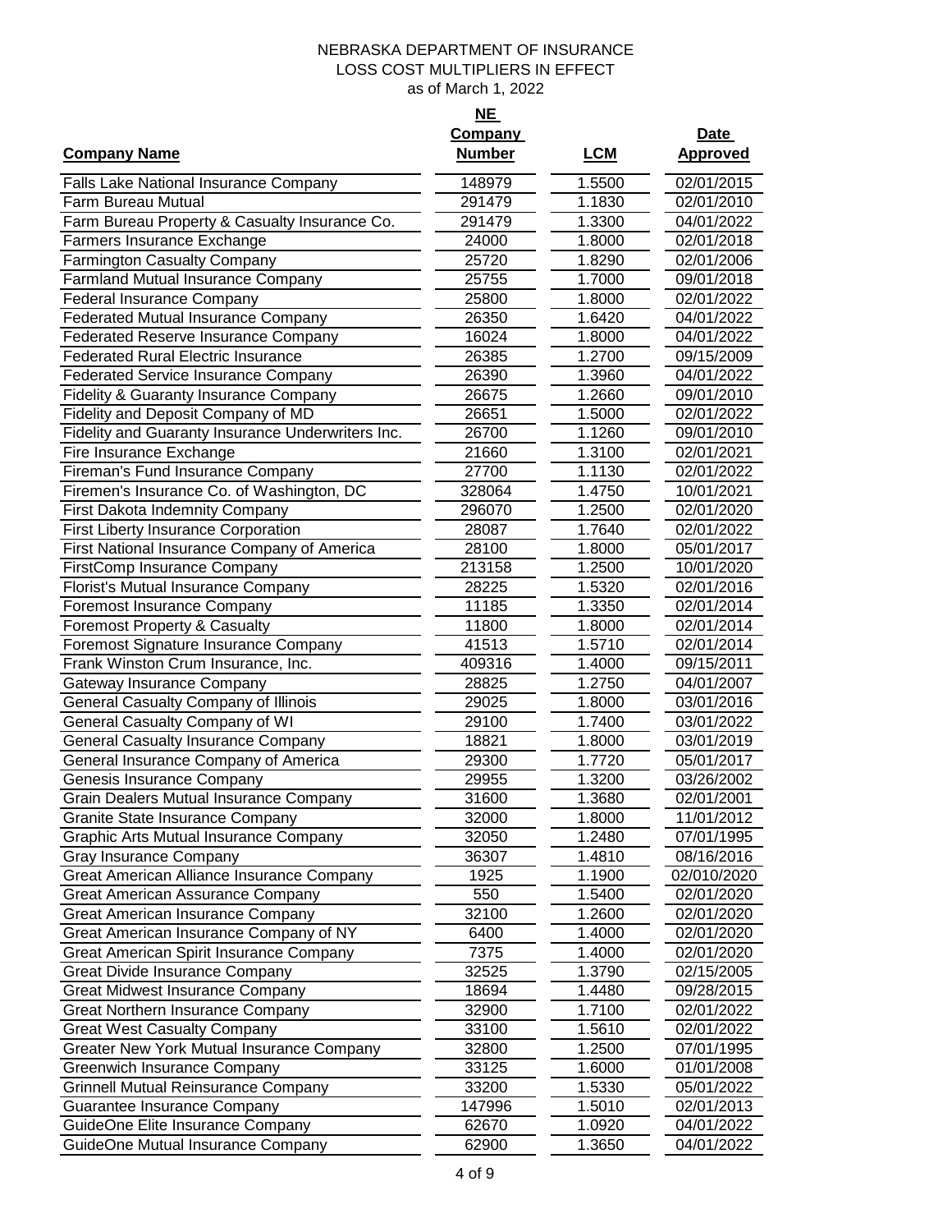NEBRASKA DEPARTMENT OF INSURANCE
LOSS COST MULTIPLIERS IN EFFECT
as of March 1, 2022

| Company Name | NE Company Number | LCM | Date Approved |
|---|---|---|---|
| Falls Lake National Insurance Company | 148979 | 1.5500 | 02/01/2015 |
| Farm Bureau Mutual | 291479 | 1.1830 | 02/01/2010 |
| Farm Bureau Property & Casualty Insurance Co. | 291479 | 1.3300 | 04/01/2022 |
| Farmers Insurance Exchange | 24000 | 1.8000 | 02/01/2018 |
| Farmington Casualty Company | 25720 | 1.8290 | 02/01/2006 |
| Farmland Mutual Insurance Company | 25755 | 1.7000 | 09/01/2018 |
| Federal Insurance Company | 25800 | 1.8000 | 02/01/2022 |
| Federated Mutual Insurance Company | 26350 | 1.6420 | 04/01/2022 |
| Federated Reserve Insurance Company | 16024 | 1.8000 | 04/01/2022 |
| Federated Rural Electric Insurance | 26385 | 1.2700 | 09/15/2009 |
| Federated Service Insurance Company | 26390 | 1.3960 | 04/01/2022 |
| Fidelity & Guaranty Insurance Company | 26675 | 1.2660 | 09/01/2010 |
| Fidelity and Deposit Company of MD | 26651 | 1.5000 | 02/01/2022 |
| Fidelity and Guaranty Insurance Underwriters Inc. | 26700 | 1.1260 | 09/01/2010 |
| Fire Insurance Exchange | 21660 | 1.3100 | 02/01/2021 |
| Fireman's Fund Insurance Company | 27700 | 1.1130 | 02/01/2022 |
| Firemen's Insurance Co. of Washington, DC | 328064 | 1.4750 | 10/01/2021 |
| First Dakota Indemnity Company | 296070 | 1.2500 | 02/01/2020 |
| First Liberty Insurance Corporation | 28087 | 1.7640 | 02/01/2022 |
| First National Insurance Company of America | 28100 | 1.8000 | 05/01/2017 |
| FirstComp Insurance Company | 213158 | 1.2500 | 10/01/2020 |
| Florist's Mutual Insurance Company | 28225 | 1.5320 | 02/01/2016 |
| Foremost Insurance Company | 11185 | 1.3350 | 02/01/2014 |
| Foremost Property & Casualty | 11800 | 1.8000 | 02/01/2014 |
| Foremost Signature Insurance Company | 41513 | 1.5710 | 02/01/2014 |
| Frank Winston Crum Insurance, Inc. | 409316 | 1.4000 | 09/15/2011 |
| Gateway Insurance Company | 28825 | 1.2750 | 04/01/2007 |
| General Casualty Company of Illinois | 29025 | 1.8000 | 03/01/2016 |
| General Casualty Company of WI | 29100 | 1.7400 | 03/01/2022 |
| General Casualty Insurance Company | 18821 | 1.8000 | 03/01/2019 |
| General Insurance Company of America | 29300 | 1.7720 | 05/01/2017 |
| Genesis Insurance Company | 29955 | 1.3200 | 03/26/2002 |
| Grain Dealers Mutual Insurance Company | 31600 | 1.3680 | 02/01/2001 |
| Granite State Insurance Company | 32000 | 1.8000 | 11/01/2012 |
| Graphic Arts Mutual Insurance Company | 32050 | 1.2480 | 07/01/1995 |
| Gray Insurance Company | 36307 | 1.4810 | 08/16/2016 |
| Great American Alliance Insurance Company | 1925 | 1.1900 | 02/010/2020 |
| Great American Assurance Company | 550 | 1.5400 | 02/01/2020 |
| Great American Insurance Company | 32100 | 1.2600 | 02/01/2020 |
| Great American Insurance Company of NY | 6400 | 1.4000 | 02/01/2020 |
| Great American Spirit Insurance Company | 7375 | 1.4000 | 02/01/2020 |
| Great Divide Insurance Company | 32525 | 1.3790 | 02/15/2005 |
| Great Midwest Insurance Company | 18694 | 1.4480 | 09/28/2015 |
| Great Northern Insurance Company | 32900 | 1.7100 | 02/01/2022 |
| Great West Casualty Company | 33100 | 1.5610 | 02/01/2022 |
| Greater New York Mutual Insurance Company | 32800 | 1.2500 | 07/01/1995 |
| Greenwich Insurance Company | 33125 | 1.6000 | 01/01/2008 |
| Grinnell Mutual Reinsurance Company | 33200 | 1.5330 | 05/01/2022 |
| Guarantee Insurance Company | 147996 | 1.5010 | 02/01/2013 |
| GuideOne Elite Insurance Company | 62670 | 1.0920 | 04/01/2022 |
| GuideOne Mutual Insurance Company | 62900 | 1.3650 | 04/01/2022 |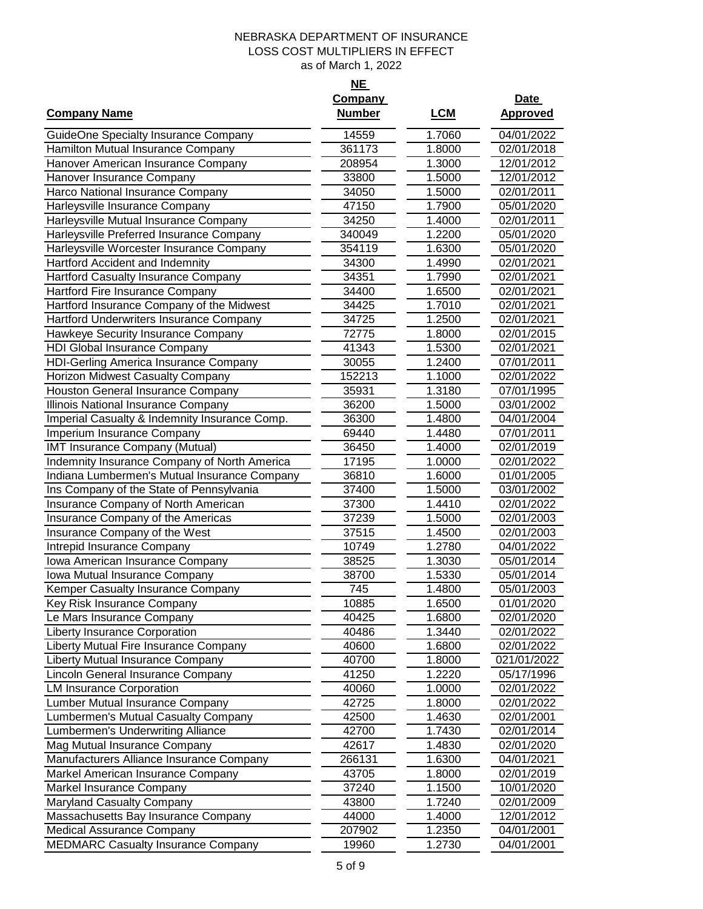NEBRASKA DEPARTMENT OF INSURANCE
LOSS COST MULTIPLIERS IN EFFECT
as of March 1, 2022

| Company Name | NE Company Number | LCM | Date Approved |
|---|---|---|---|
| GuideOne Specialty Insurance Company | 14559 | 1.7060 | 04/01/2022 |
| Hamilton Mutual Insurance Company | 361173 | 1.8000 | 02/01/2018 |
| Hanover American Insurance Company | 208954 | 1.3000 | 12/01/2012 |
| Hanover Insurance Company | 33800 | 1.5000 | 12/01/2012 |
| Harco National Insurance Company | 34050 | 1.5000 | 02/01/2011 |
| Harleysville Insurance Company | 47150 | 1.7900 | 05/01/2020 |
| Harleysville Mutual Insurance Company | 34250 | 1.4000 | 02/01/2011 |
| Harleysville Preferred Insurance Company | 340049 | 1.2200 | 05/01/2020 |
| Harleysville Worcester Insurance Company | 354119 | 1.6300 | 05/01/2020 |
| Hartford Accident and Indemnity | 34300 | 1.4990 | 02/01/2021 |
| Hartford Casualty Insurance Company | 34351 | 1.7990 | 02/01/2021 |
| Hartford Fire Insurance Company | 34400 | 1.6500 | 02/01/2021 |
| Hartford Insurance Company of the Midwest | 34425 | 1.7010 | 02/01/2021 |
| Hartford Underwriters Insurance Company | 34725 | 1.2500 | 02/01/2021 |
| Hawkeye Security Insurance Company | 72775 | 1.8000 | 02/01/2015 |
| HDI Global Insurance Company | 41343 | 1.5300 | 02/01/2021 |
| HDI-Gerling America Insurance Company | 30055 | 1.2400 | 07/01/2011 |
| Horizon Midwest Casualty Company | 152213 | 1.1000 | 02/01/2022 |
| Houston General Insurance Company | 35931 | 1.3180 | 07/01/1995 |
| Illinois National Insurance Company | 36200 | 1.5000 | 03/01/2002 |
| Imperial Casualty & Indemnity Insurance Comp. | 36300 | 1.4800 | 04/01/2004 |
| Imperium Insurance Company | 69440 | 1.4480 | 07/01/2011 |
| IMT Insurance Company (Mutual) | 36450 | 1.4000 | 02/01/2019 |
| Indemnity Insurance Company of North America | 17195 | 1.0000 | 02/01/2022 |
| Indiana Lumbermen's Mutual Insurance Company | 36810 | 1.6000 | 01/01/2005 |
| Ins Company of the State of Pennsylvania | 37400 | 1.5000 | 03/01/2002 |
| Insurance Company of North American | 37300 | 1.4410 | 02/01/2022 |
| Insurance Company of the Americas | 37239 | 1.5000 | 02/01/2003 |
| Insurance Company of the West | 37515 | 1.4500 | 02/01/2003 |
| Intrepid Insurance Company | 10749 | 1.2780 | 04/01/2022 |
| Iowa American Insurance Company | 38525 | 1.3030 | 05/01/2014 |
| Iowa Mutual Insurance Company | 38700 | 1.5330 | 05/01/2014 |
| Kemper Casualty Insurance Company | 745 | 1.4800 | 05/01/2003 |
| Key Risk Insurance Company | 10885 | 1.6500 | 01/01/2020 |
| Le Mars Insurance Company | 40425 | 1.6800 | 02/01/2020 |
| Liberty Insurance Corporation | 40486 | 1.3440 | 02/01/2022 |
| Liberty Mutual Fire Insurance Company | 40600 | 1.6800 | 02/01/2022 |
| Liberty Mutual Insurance Company | 40700 | 1.8000 | 021/01/2022 |
| Lincoln General Insurance Company | 41250 | 1.2220 | 05/17/1996 |
| LM Insurance Corporation | 40060 | 1.0000 | 02/01/2022 |
| Lumber Mutual Insurance Company | 42725 | 1.8000 | 02/01/2022 |
| Lumbermen's Mutual Casualty Company | 42500 | 1.4630 | 02/01/2001 |
| Lumbermen's Underwriting Alliance | 42700 | 1.7430 | 02/01/2014 |
| Mag Mutual Insurance Company | 42617 | 1.4830 | 02/01/2020 |
| Manufacturers Alliance Insurance Company | 266131 | 1.6300 | 04/01/2021 |
| Markel American Insurance Company | 43705 | 1.8000 | 02/01/2019 |
| Markel Insurance Company | 37240 | 1.1500 | 10/01/2020 |
| Maryland Casualty Company | 43800 | 1.7240 | 02/01/2009 |
| Massachusetts Bay Insurance Company | 44000 | 1.4000 | 12/01/2012 |
| Medical Assurance Company | 207902 | 1.2350 | 04/01/2001 |
| MEDMARC Casualty Insurance Company | 19960 | 1.2730 | 04/01/2001 |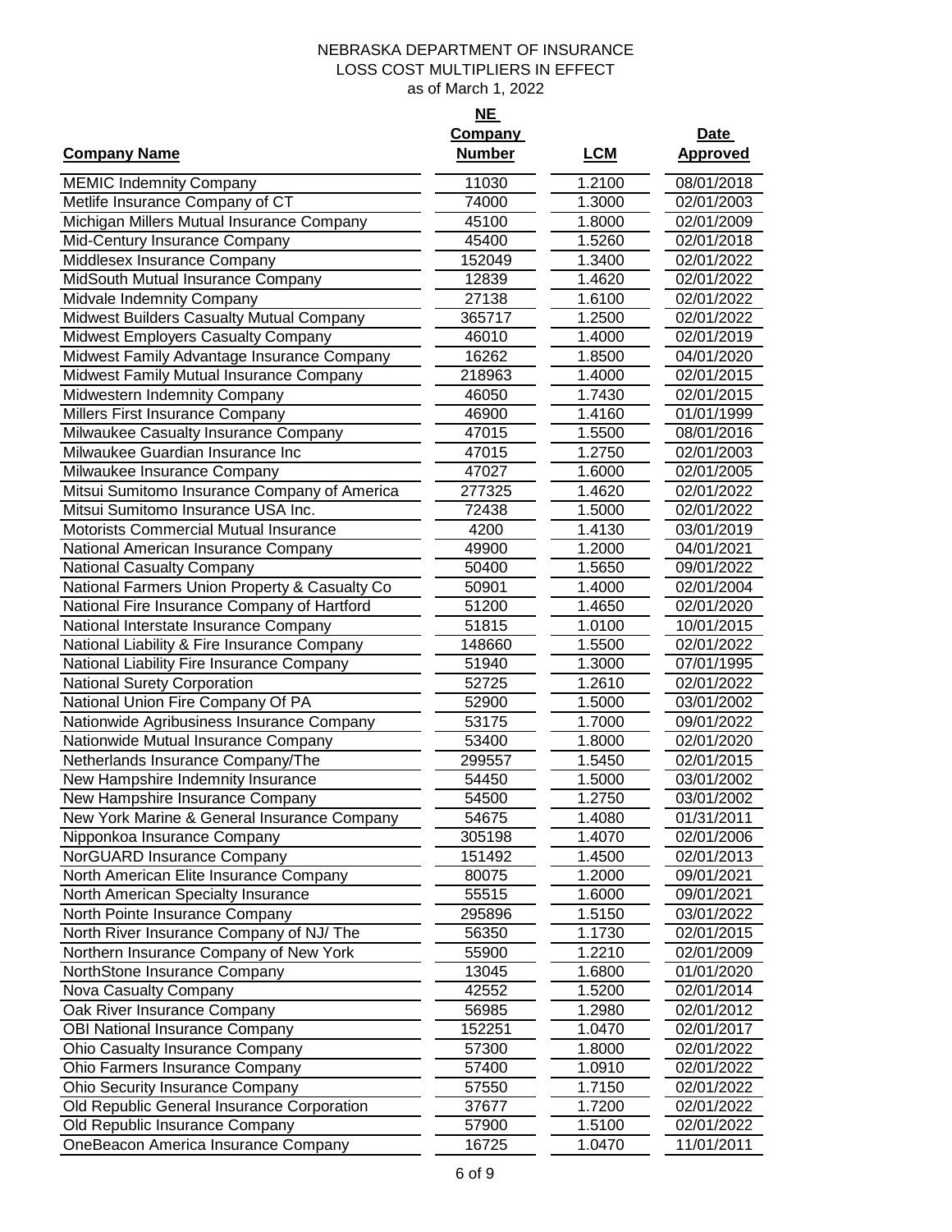NEBRASKA DEPARTMENT OF INSURANCE
LOSS COST MULTIPLIERS IN EFFECT
as of March 1, 2022

| Company Name | NE Company Number | LCM | Date Approved |
|---|---|---|---|
| MEMIC Indemnity Company | 11030 | 1.2100 | 08/01/2018 |
| Metlife Insurance Company of CT | 74000 | 1.3000 | 02/01/2003 |
| Michigan Millers Mutual Insurance Company | 45100 | 1.8000 | 02/01/2009 |
| Mid-Century Insurance Company | 45400 | 1.5260 | 02/01/2018 |
| Middlesex Insurance Company | 152049 | 1.3400 | 02/01/2022 |
| MidSouth Mutual Insurance Company | 12839 | 1.4620 | 02/01/2022 |
| Midvale Indemnity Company | 27138 | 1.6100 | 02/01/2022 |
| Midwest Builders Casualty Mutual Company | 365717 | 1.2500 | 02/01/2022 |
| Midwest Employers Casualty Company | 46010 | 1.4000 | 02/01/2019 |
| Midwest Family Advantage Insurance Company | 16262 | 1.8500 | 04/01/2020 |
| Midwest Family Mutual Insurance Company | 218963 | 1.4000 | 02/01/2015 |
| Midwestern Indemnity Company | 46050 | 1.7430 | 02/01/2015 |
| Millers First Insurance Company | 46900 | 1.4160 | 01/01/1999 |
| Milwaukee Casualty Insurance Company | 47015 | 1.5500 | 08/01/2016 |
| Milwaukee Guardian Insurance Inc | 47015 | 1.2750 | 02/01/2003 |
| Milwaukee Insurance Company | 47027 | 1.6000 | 02/01/2005 |
| Mitsui Sumitomo Insurance Company of America | 277325 | 1.4620 | 02/01/2022 |
| Mitsui Sumitomo Insurance USA Inc. | 72438 | 1.5000 | 02/01/2022 |
| Motorists Commercial Mutual Insurance | 4200 | 1.4130 | 03/01/2019 |
| National American Insurance Company | 49900 | 1.2000 | 04/01/2021 |
| National Casualty Company | 50400 | 1.5650 | 09/01/2022 |
| National Farmers Union Property & Casualty Co | 50901 | 1.4000 | 02/01/2004 |
| National Fire Insurance Company of Hartford | 51200 | 1.4650 | 02/01/2020 |
| National Interstate Insurance Company | 51815 | 1.0100 | 10/01/2015 |
| National Liability & Fire Insurance Company | 148660 | 1.5500 | 02/01/2022 |
| National Liability Fire Insurance Company | 51940 | 1.3000 | 07/01/1995 |
| National Surety Corporation | 52725 | 1.2610 | 02/01/2022 |
| National Union Fire Company Of PA | 52900 | 1.5000 | 03/01/2002 |
| Nationwide Agribusiness Insurance Company | 53175 | 1.7000 | 09/01/2022 |
| Nationwide Mutual Insurance Company | 53400 | 1.8000 | 02/01/2020 |
| Netherlands Insurance Company/The | 299557 | 1.5450 | 02/01/2015 |
| New Hampshire Indemnity Insurance | 54450 | 1.5000 | 03/01/2002 |
| New Hampshire Insurance Company | 54500 | 1.2750 | 03/01/2002 |
| New York Marine & General Insurance Company | 54675 | 1.4080 | 01/31/2011 |
| Nipponkoa Insurance Company | 305198 | 1.4070 | 02/01/2006 |
| NorGUARD Insurance Company | 151492 | 1.4500 | 02/01/2013 |
| North American Elite Insurance Company | 80075 | 1.2000 | 09/01/2021 |
| North American Specialty Insurance | 55515 | 1.6000 | 09/01/2021 |
| North Pointe Insurance Company | 295896 | 1.5150 | 03/01/2022 |
| North River Insurance Company of NJ/ The | 56350 | 1.1730 | 02/01/2015 |
| Northern Insurance Company of New York | 55900 | 1.2210 | 02/01/2009 |
| NorthStone Insurance Company | 13045 | 1.6800 | 01/01/2020 |
| Nova Casualty Company | 42552 | 1.5200 | 02/01/2014 |
| Oak River Insurance Company | 56985 | 1.2980 | 02/01/2012 |
| OBI National Insurance Company | 152251 | 1.0470 | 02/01/2017 |
| Ohio Casualty Insurance Company | 57300 | 1.8000 | 02/01/2022 |
| Ohio Farmers Insurance Company | 57400 | 1.0910 | 02/01/2022 |
| Ohio Security Insurance Company | 57550 | 1.7150 | 02/01/2022 |
| Old Republic General Insurance Corporation | 37677 | 1.7200 | 02/01/2022 |
| Old Republic Insurance Company | 57900 | 1.5100 | 02/01/2022 |
| OneBeacon America Insurance Company | 16725 | 1.0470 | 11/01/2011 |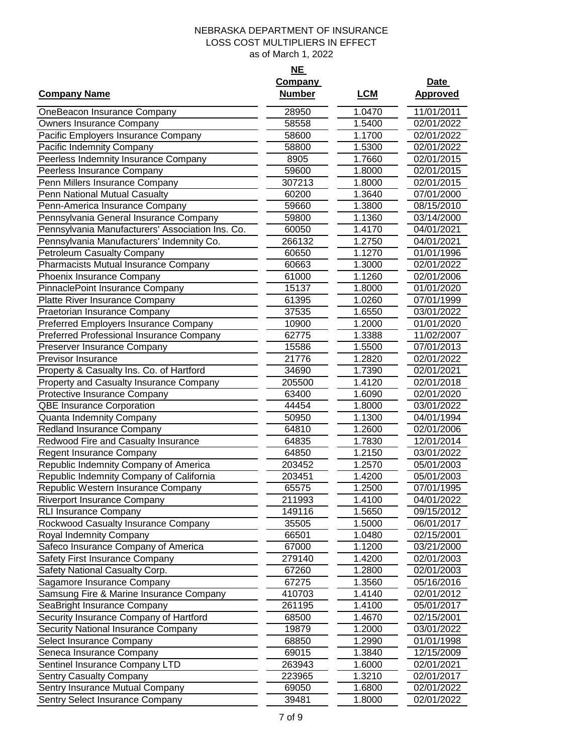NEBRASKA DEPARTMENT OF INSURANCE
LOSS COST MULTIPLIERS IN EFFECT
as of March 1, 2022

| Company Name | NE Company Number | LCM | Date Approved |
|---|---|---|---|
| OneBeacon Insurance Company | 28950 | 1.0470 | 11/01/2011 |
| Owners Insurance Company | 58558 | 1.5400 | 02/01/2022 |
| Pacific Employers Insurance Company | 58600 | 1.1700 | 02/01/2022 |
| Pacific Indemnity Company | 58800 | 1.5300 | 02/01/2022 |
| Peerless Indemnity Insurance Company | 8905 | 1.7660 | 02/01/2015 |
| Peerless Insurance Company | 59600 | 1.8000 | 02/01/2015 |
| Penn Millers Insurance Company | 307213 | 1.8000 | 02/01/2015 |
| Penn National Mutual Casualty | 60200 | 1.3640 | 07/01/2000 |
| Penn-America Insurance Company | 59660 | 1.3800 | 08/15/2010 |
| Pennsylvania General Insurance Company | 59800 | 1.1360 | 03/14/2000 |
| Pennsylvania Manufacturers' Association Ins. Co. | 60050 | 1.4170 | 04/01/2021 |
| Pennsylvania Manufacturers' Indemnity Co. | 266132 | 1.2750 | 04/01/2021 |
| Petroleum Casualty Company | 60650 | 1.1270 | 01/01/1996 |
| Pharmacists Mutual Insurance Company | 60663 | 1.3000 | 02/01/2022 |
| Phoenix Insurance Company | 61000 | 1.1260 | 02/01/2006 |
| PinnaclePoint Insurance Company | 15137 | 1.8000 | 01/01/2020 |
| Platte River Insurance Company | 61395 | 1.0260 | 07/01/1999 |
| Praetorian Insurance Company | 37535 | 1.6550 | 03/01/2022 |
| Preferred Employers Insurance Company | 10900 | 1.2000 | 01/01/2020 |
| Preferred Professional Insurance Company | 62775 | 1.3388 | 11/02/2007 |
| Preserver Insurance Company | 15586 | 1.5500 | 07/01/2013 |
| Previsor Insurance | 21776 | 1.2820 | 02/01/2022 |
| Property & Casualty Ins. Co. of Hartford | 34690 | 1.7390 | 02/01/2021 |
| Property and Casualty Insurance Company | 205500 | 1.4120 | 02/01/2018 |
| Protective Insurance Company | 63400 | 1.6090 | 02/01/2020 |
| QBE Insurance Corporation | 44454 | 1.8000 | 03/01/2022 |
| Quanta Indemnity Company | 50950 | 1.1300 | 04/01/1994 |
| Redland Insurance Company | 64810 | 1.2600 | 02/01/2006 |
| Redwood Fire and Casualty Insurance | 64835 | 1.7830 | 12/01/2014 |
| Regent Insurance Company | 64850 | 1.2150 | 03/01/2022 |
| Republic Indemnity Company of America | 203452 | 1.2570 | 05/01/2003 |
| Republic Indemnity Company of California | 203451 | 1.4200 | 05/01/2003 |
| Republic Western Insurance Company | 65575 | 1.2500 | 07/01/1995 |
| Riverport Insurance Company | 211993 | 1.4100 | 04/01/2022 |
| RLI Insurance Company | 149116 | 1.5650 | 09/15/2012 |
| Rockwood Casualty Insurance Company | 35505 | 1.5000 | 06/01/2017 |
| Royal Indemnity Company | 66501 | 1.0480 | 02/15/2001 |
| Safeco Insurance Company of America | 67000 | 1.1200 | 03/21/2000 |
| Safety First Insurance Company | 279140 | 1.4200 | 02/01/2003 |
| Safety National Casualty Corp. | 67260 | 1.2800 | 02/01/2003 |
| Sagamore Insurance Company | 67275 | 1.3560 | 05/16/2016 |
| Samsung Fire & Marine Insurance Company | 410703 | 1.4140 | 02/01/2012 |
| SeaBright Insurance Company | 261195 | 1.4100 | 05/01/2017 |
| Security Insurance Company of Hartford | 68500 | 1.4670 | 02/15/2001 |
| Security National Insurance Company | 19879 | 1.2000 | 03/01/2022 |
| Select Insurance Company | 68850 | 1.2990 | 01/01/1998 |
| Seneca Insurance Company | 69015 | 1.3840 | 12/15/2009 |
| Sentinel Insurance Company LTD | 263943 | 1.6000 | 02/01/2021 |
| Sentry Casualty Company | 223965 | 1.3210 | 02/01/2017 |
| Sentry Insurance Mutual Company | 69050 | 1.6800 | 02/01/2022 |
| Sentry Select Insurance Company | 39481 | 1.8000 | 02/01/2022 |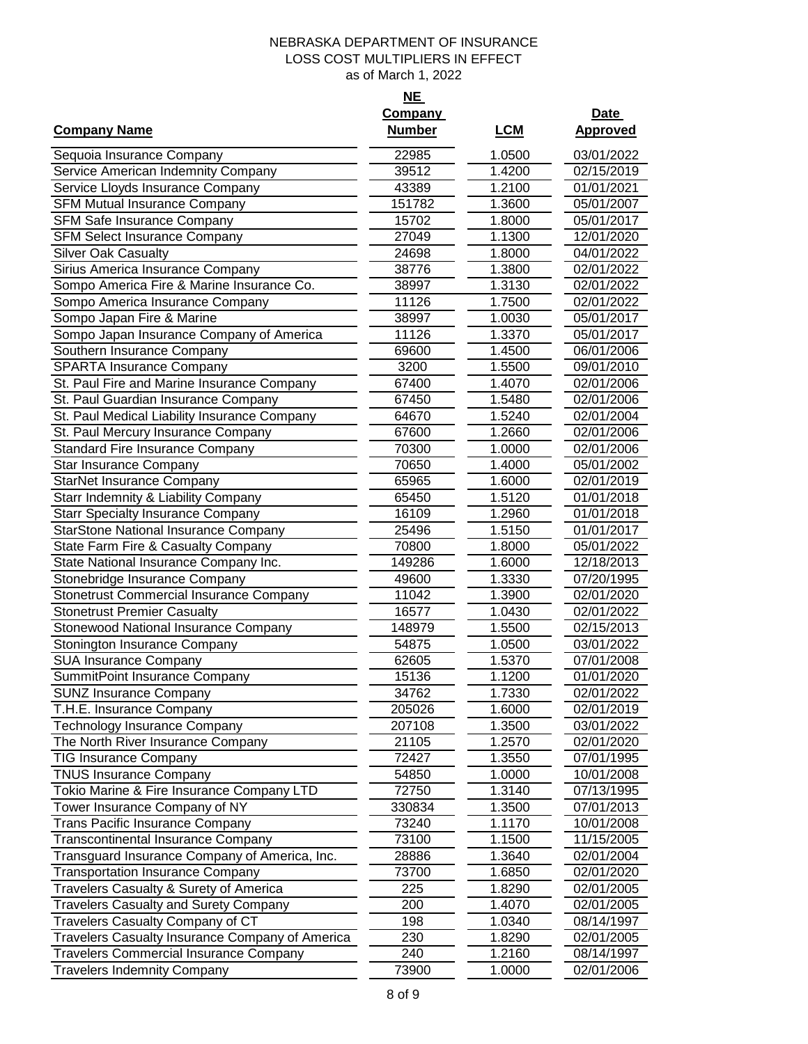NEBRASKA DEPARTMENT OF INSURANCE
LOSS COST MULTIPLIERS IN EFFECT
as of March 1, 2022

| Company Name | NE Company Number | LCM | Date Approved |
|---|---|---|---|
| Sequoia Insurance Company | 22985 | 1.0500 | 03/01/2022 |
| Service American Indemnity Company | 39512 | 1.4200 | 02/15/2019 |
| Service Lloyds Insurance Company | 43389 | 1.2100 | 01/01/2021 |
| SFM Mutual Insurance Company | 151782 | 1.3600 | 05/01/2007 |
| SFM Safe Insurance Company | 15702 | 1.8000 | 05/01/2017 |
| SFM Select Insurance Company | 27049 | 1.1300 | 12/01/2020 |
| Silver Oak Casualty | 24698 | 1.8000 | 04/01/2022 |
| Sirius America Insurance Company | 38776 | 1.3800 | 02/01/2022 |
| Sompo America Fire & Marine Insurance Co. | 38997 | 1.3130 | 02/01/2022 |
| Sompo America Insurance Company | 11126 | 1.7500 | 02/01/2022 |
| Sompo Japan Fire & Marine | 38997 | 1.0030 | 05/01/2017 |
| Sompo Japan Insurance Company of America | 11126 | 1.3370 | 05/01/2017 |
| Southern Insurance Company | 69600 | 1.4500 | 06/01/2006 |
| SPARTA Insurance Company | 3200 | 1.5500 | 09/01/2010 |
| St. Paul Fire and Marine Insurance Company | 67400 | 1.4070 | 02/01/2006 |
| St. Paul Guardian Insurance Company | 67450 | 1.5480 | 02/01/2006 |
| St. Paul Medical Liability Insurance Company | 64670 | 1.5240 | 02/01/2004 |
| St. Paul Mercury Insurance Company | 67600 | 1.2660 | 02/01/2006 |
| Standard Fire Insurance Company | 70300 | 1.0000 | 02/01/2006 |
| Star Insurance Company | 70650 | 1.4000 | 05/01/2002 |
| StarNet Insurance Company | 65965 | 1.6000 | 02/01/2019 |
| Starr Indemnity & Liability Company | 65450 | 1.5120 | 01/01/2018 |
| Starr Specialty Insurance Company | 16109 | 1.2960 | 01/01/2018 |
| StarStone National Insurance Company | 25496 | 1.5150 | 01/01/2017 |
| State Farm Fire & Casualty Company | 70800 | 1.8000 | 05/01/2022 |
| State National Insurance Company Inc. | 149286 | 1.6000 | 12/18/2013 |
| Stonebridge Insurance Company | 49600 | 1.3330 | 07/20/1995 |
| Stonetrust Commercial Insurance Company | 11042 | 1.3900 | 02/01/2020 |
| Stonetrust Premier Casualty | 16577 | 1.0430 | 02/01/2022 |
| Stonewood National Insurance Company | 148979 | 1.5500 | 02/15/2013 |
| Stonington Insurance Company | 54875 | 1.0500 | 03/01/2022 |
| SUA Insurance Company | 62605 | 1.5370 | 07/01/2008 |
| SummitPoint Insurance Company | 15136 | 1.1200 | 01/01/2020 |
| SUNZ Insurance Company | 34762 | 1.7330 | 02/01/2022 |
| T.H.E. Insurance Company | 205026 | 1.6000 | 02/01/2019 |
| Technology Insurance Company | 207108 | 1.3500 | 03/01/2022 |
| The North River Insurance Company | 21105 | 1.2570 | 02/01/2020 |
| TIG Insurance Company | 72427 | 1.3550 | 07/01/1995 |
| TNUS Insurance Company | 54850 | 1.0000 | 10/01/2008 |
| Tokio Marine & Fire Insurance Company LTD | 72750 | 1.3140 | 07/13/1995 |
| Tower Insurance Company of NY | 330834 | 1.3500 | 07/01/2013 |
| Trans Pacific Insurance Company | 73240 | 1.1170 | 10/01/2008 |
| Transcontinental Insurance Company | 73100 | 1.1500 | 11/15/2005 |
| Transguard Insurance Company of America, Inc. | 28886 | 1.3640 | 02/01/2004 |
| Transportation Insurance Company | 73700 | 1.6850 | 02/01/2020 |
| Travelers Casualty & Surety of America | 225 | 1.8290 | 02/01/2005 |
| Travelers Casualty and Surety Company | 200 | 1.4070 | 02/01/2005 |
| Travelers Casualty Company of CT | 198 | 1.0340 | 08/14/1997 |
| Travelers Casualty Insurance Company of America | 230 | 1.8290 | 02/01/2005 |
| Travelers Commercial Insurance Company | 240 | 1.2160 | 08/14/1997 |
| Travelers Indemnity Company | 73900 | 1.0000 | 02/01/2006 |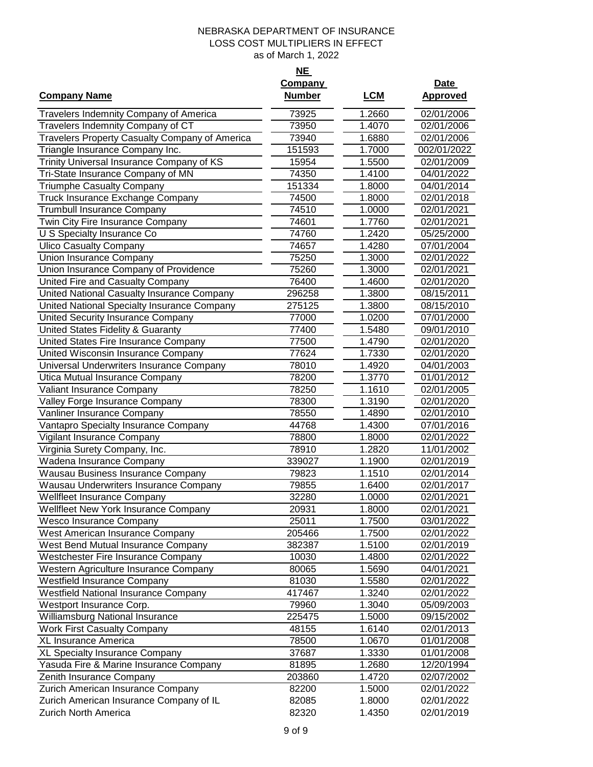NEBRASKA DEPARTMENT OF INSURANCE
LOSS COST MULTIPLIERS IN EFFECT
as of March 1, 2022

| Company Name | NE Company Number | LCM | Date Approved |
|---|---|---|---|
| Travelers Indemnity Company of America | 73925 | 1.2660 | 02/01/2006 |
| Travelers Indemnity Company of CT | 73950 | 1.4070 | 02/01/2006 |
| Travelers Property Casualty Company of America | 73940 | 1.6880 | 02/01/2006 |
| Triangle Insurance Company Inc. | 151593 | 1.7000 | 002/01/2022 |
| Trinity Universal Insurance Company of KS | 15954 | 1.5500 | 02/01/2009 |
| Tri-State Insurance Company of MN | 74350 | 1.4100 | 04/01/2022 |
| Triumphe Casualty Company | 151334 | 1.8000 | 04/01/2014 |
| Truck Insurance Exchange Company | 74500 | 1.8000 | 02/01/2018 |
| Trumbull Insurance Company | 74510 | 1.0000 | 02/01/2021 |
| Twin City Fire Insurance Company | 74601 | 1.7760 | 02/01/2021 |
| U S Specialty Insurance Co | 74760 | 1.2420 | 05/25/2000 |
| Ulico Casualty Company | 74657 | 1.4280 | 07/01/2004 |
| Union Insurance Company | 75250 | 1.3000 | 02/01/2022 |
| Union Insurance Company of Providence | 75260 | 1.3000 | 02/01/2021 |
| United Fire and Casualty Company | 76400 | 1.4600 | 02/01/2020 |
| United National Casualty Insurance Company | 296258 | 1.3800 | 08/15/2011 |
| United National Specialty Insurance Company | 275125 | 1.3800 | 08/15/2010 |
| United Security Insurance Company | 77000 | 1.0200 | 07/01/2000 |
| United States Fidelity & Guaranty | 77400 | 1.5480 | 09/01/2010 |
| United States Fire Insurance Company | 77500 | 1.4790 | 02/01/2020 |
| United Wisconsin Insurance Company | 77624 | 1.7330 | 02/01/2020 |
| Universal Underwriters Insurance Company | 78010 | 1.4920 | 04/01/2003 |
| Utica Mutual Insurance Company | 78200 | 1.3770 | 01/01/2012 |
| Valiant Insurance Company | 78250 | 1.1610 | 02/01/2005 |
| Valley Forge Insurance Company | 78300 | 1.3190 | 02/01/2020 |
| Vanliner Insurance Company | 78550 | 1.4890 | 02/01/2010 |
| Vantapro Specialty Insurance Company | 44768 | 1.4300 | 07/01/2016 |
| Vigilant Insurance Company | 78800 | 1.8000 | 02/01/2022 |
| Virginia Surety Company, Inc. | 78910 | 1.2820 | 11/01/2002 |
| Wadena Insurance Company | 339027 | 1.1900 | 02/01/2019 |
| Wausau Business Insurance Company | 79823 | 1.1510 | 02/01/2014 |
| Wausau Underwriters Insurance Company | 79855 | 1.6400 | 02/01/2017 |
| Wellfleet Insurance Company | 32280 | 1.0000 | 02/01/2021 |
| Wellfleet New York Insurance Company | 20931 | 1.8000 | 02/01/2021 |
| Wesco Insurance Company | 25011 | 1.7500 | 03/01/2022 |
| West American Insurance Company | 205466 | 1.7500 | 02/01/2022 |
| West Bend Mutual Insurance Company | 382387 | 1.5100 | 02/01/2019 |
| Westchester Fire Insurance Company | 10030 | 1.4800 | 02/01/2022 |
| Western Agriculture Insurance Company | 80065 | 1.5690 | 04/01/2021 |
| Westfield Insurance Company | 81030 | 1.5580 | 02/01/2022 |
| Westfield National Insurance Company | 417467 | 1.3240 | 02/01/2022 |
| Westport Insurance Corp. | 79960 | 1.3040 | 05/09/2003 |
| Williamsburg National Insurance | 225475 | 1.5000 | 09/15/2002 |
| Work First Casualty Company | 48155 | 1.6140 | 02/01/2013 |
| XL Insurance America | 78500 | 1.0670 | 01/01/2008 |
| XL Specialty Insurance Company | 37687 | 1.3330 | 01/01/2008 |
| Yasuda Fire & Marine Insurance Company | 81895 | 1.2680 | 12/20/1994 |
| Zenith Insurance Company | 203860 | 1.4720 | 02/07/2002 |
| Zurich American Insurance Company | 82200 | 1.5000 | 02/01/2022 |
| Zurich American Insurance Company of IL | 82085 | 1.8000 | 02/01/2022 |
| Zurich North America | 82320 | 1.4350 | 02/01/2019 |